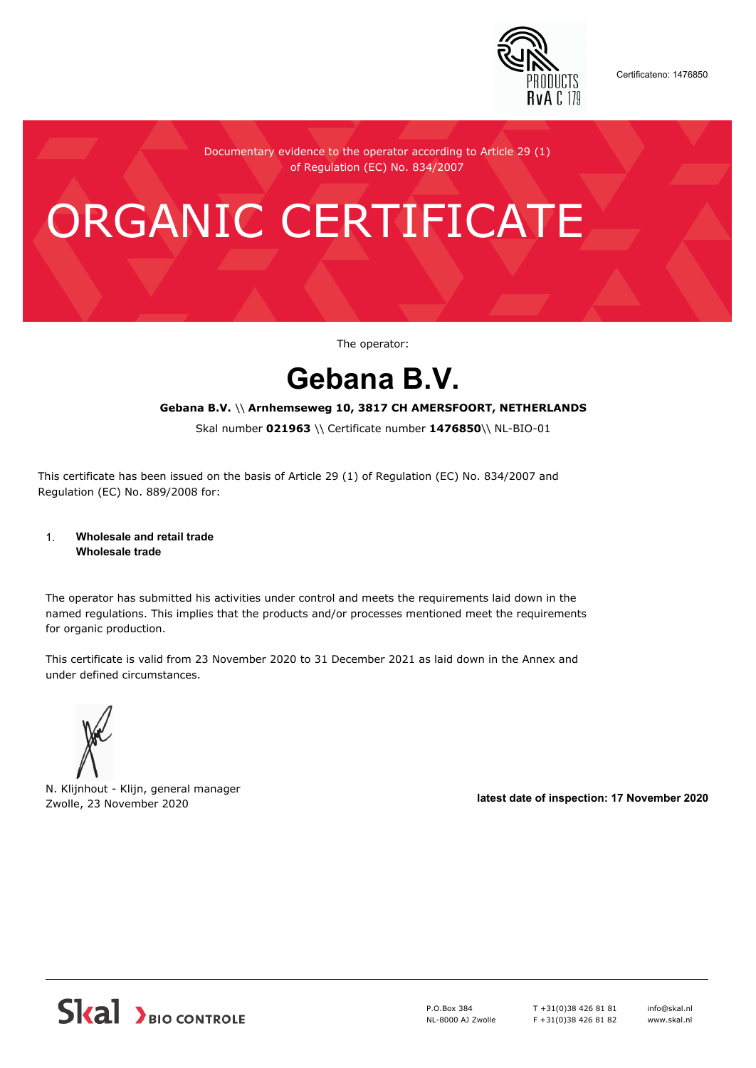Certificateno: 1476850

Documentary evidence to the operator according to Article 29 (1) of Regulation (EC) No. 834/2007

# ORGANIC CERTIFICATE

The operator:

## Gebana B.V.

**Gebana B.V.** \\ **Arnhemseweg 10, 3817 CH AMERSFOORT, NETHERLANDS**

Skal number **021963** \\ Certificate number **1476850**\\ NL-BIO-01

This certificate has been issued on the basis of Article 29 (1) of Regulation (EC) No. 834/2007 and Regulation (EC) No. 889/2008 for:

1. **Wholesale and retail trade**
   **Wholesale trade**

The operator has submitted his activities under control and meets the requirements laid down in the named regulations. This implies that the products and/or processes mentioned meet the requirements for organic production.

This certificate is valid from 23 November 2020 to 31 December 2021 as laid down in the Annex and under defined circumstances.

N. Klijnhout - Klijn, general manager
Zwolle, 23 November 2020

**latest date of inspection: 17 November 2020**

Skal BIO CONTROLE

P.O.Box 384
NL-8000 AJ Zwolle

T +31(0)38 426 81 81
F +31(0)38 426 81 82

info@skal.nl
www.skal.nl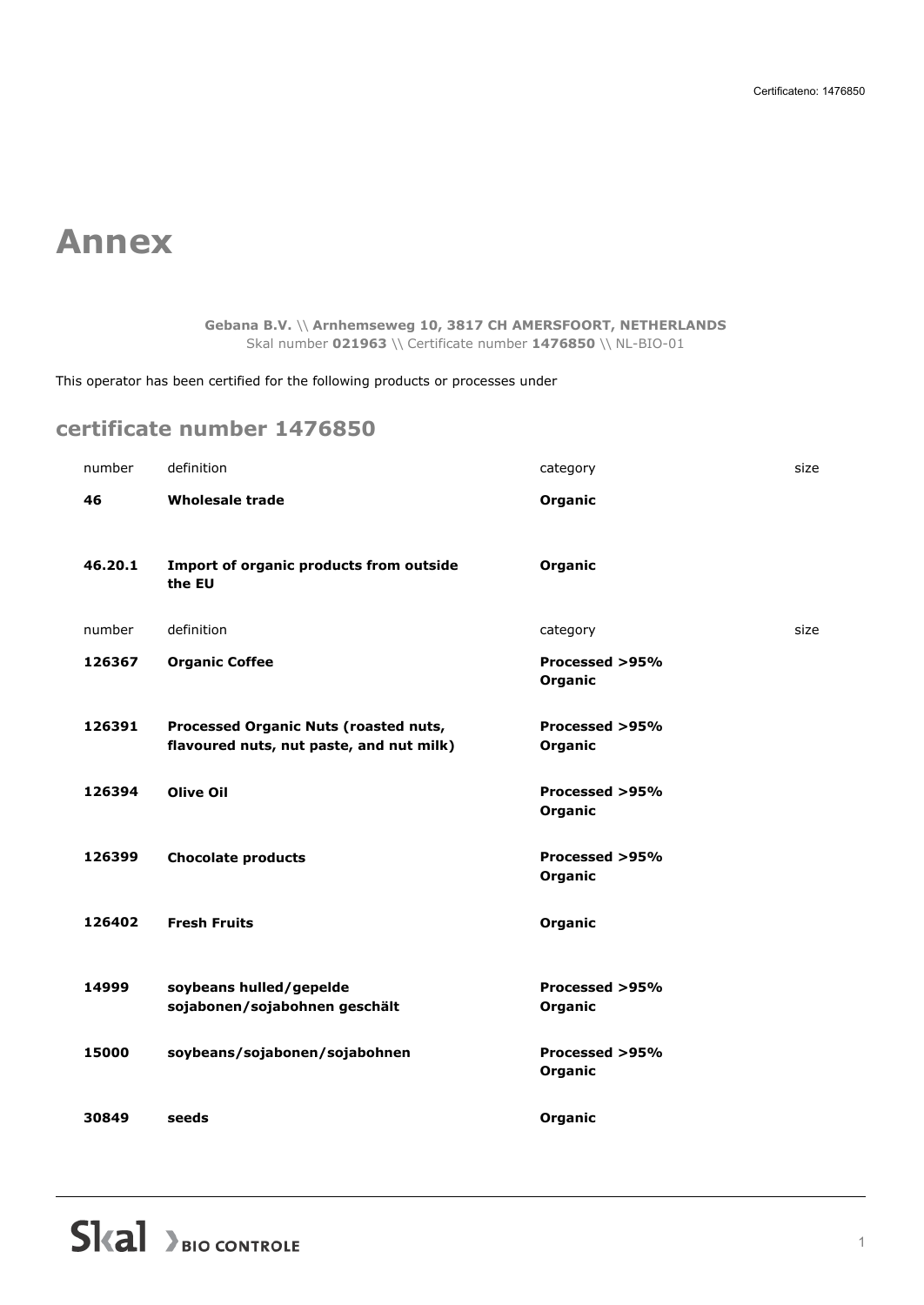# Annex

**Gebana B.V.** \\ **Arnhemseweg 10, 3817 CH AMERSFOORT, NETHERLANDS**
Skal number **021963** \\ Certificate number **1476850** \\ NL-BIO-01

This operator has been certified for the following products or processes under

## certificate number 1476850

| number | definition | category | size |
|---|---|---|---|
| **46** | **Wholesale trade** | **Organic** | |
| **46.20.1** | **Import of organic products from outside the EU** | **Organic** | |

| number | definition | category | size |
|---|---|---|---|
| **126367** | **Organic Coffee** | **Processed >95% Organic** | |
| **126391** | **Processed Organic Nuts (roasted nuts, flavoured nuts, nut paste, and nut milk)** | **Processed >95% Organic** | |
| **126394** | **Olive Oil** | **Processed >95% Organic** | |
| **126399** | **Chocolate products** | **Processed >95% Organic** | |
| **126402** | **Fresh Fruits** | **Organic** | |
| **14999** | **soybeans hulled/gepelde sojabonen/sojabohnen geschält** | **Processed >95% Organic** | |
| **15000** | **soybeans/sojabonen/sojabohnen** | **Processed >95% Organic** | |
| **30849** | **seeds** | **Organic** | |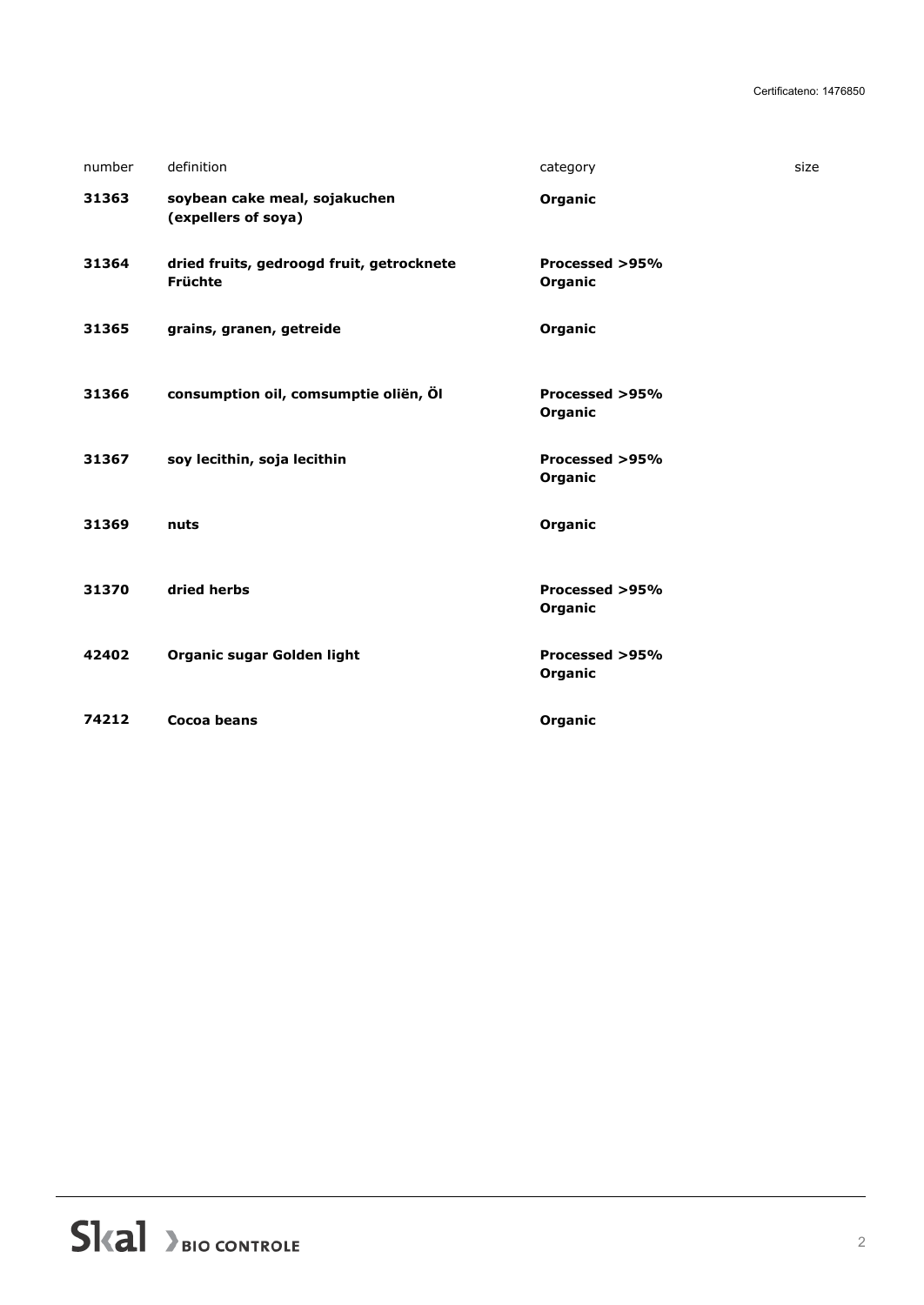| number | definition | category | size |
| --- | --- | --- | --- |
| **31363** | **soybean cake meal, sojakuchen (expellers of soya)** | **Organic** | |
| **31364** | **dried fruits, gedroogd fruit, getrocknete Früchte** | **Processed >95% Organic** | |
| **31365** | **grains, granen, getreide** | **Organic** | |
| **31366** | **consumption oil, comsumptie oliën, Öl** | **Processed >95% Organic** | |
| **31367** | **soy lecithin, soja lecithin** | **Processed >95% Organic** | |
| **31369** | **nuts** | **Organic** | |
| **31370** | **dried herbs** | **Processed >95% Organic** | |
| **42402** | **Organic sugar Golden light** | **Processed >95% Organic** | |
| **74212** | **Cocoa beans** | **Organic** | |